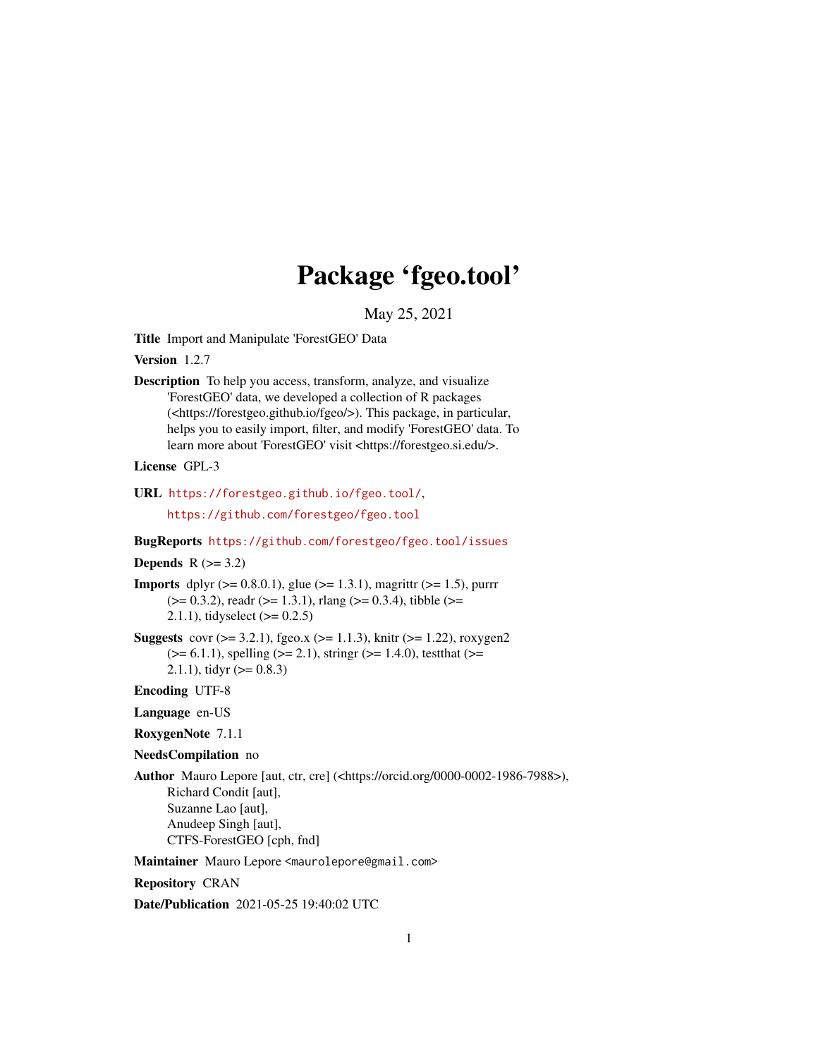# Package 'fgeo.tool'

May 25, 2021

**Title** Import and Manipulate 'ForestGEO' Data

**Version** 1.2.7

**Description** To help you access, transform, analyze, and visualize 'ForestGEO' data, we developed a collection of R packages (<https://forestgeo.github.io/fgeo/>). This package, in particular, helps you to easily import, filter, and modify 'ForestGEO' data. To learn more about 'ForestGEO' visit <https://forestgeo.si.edu/>.

**License** GPL-3

**URL** https://forestgeo.github.io/fgeo.tool/, https://github.com/forestgeo/fgeo.tool

**BugReports** https://github.com/forestgeo/fgeo.tool/issues

**Depends** R (>= 3.2)

**Imports** dplyr (>= 0.8.0.1), glue (>= 1.3.1), magrittr (>= 1.5), purrr (>= 0.3.2), readr (>= 1.3.1), rlang (>= 0.3.4), tibble (>= 2.1.1), tidyselect (>= 0.2.5)

**Suggests** covr (>= 3.2.1), fgeo.x (>= 1.1.3), knitr (>= 1.22), roxygen2 (>= 6.1.1), spelling (>= 2.1), stringr (>= 1.4.0), testthat (>= 2.1.1), tidyr (>= 0.8.3)

**Encoding** UTF-8

**Language** en-US

**RoxygenNote** 7.1.1

**NeedsCompilation** no

**Author** Mauro Lepore [aut, ctr, cre] (<https://orcid.org/0000-0002-1986-7988>), Richard Condit [aut], Suzanne Lao [aut], Anudeep Singh [aut], CTFS-ForestGEO [cph, fnd]

**Maintainer** Mauro Lepore <maurolepore@gmail.com>

**Repository** CRAN

**Date/Publication** 2021-05-25 19:40:02 UTC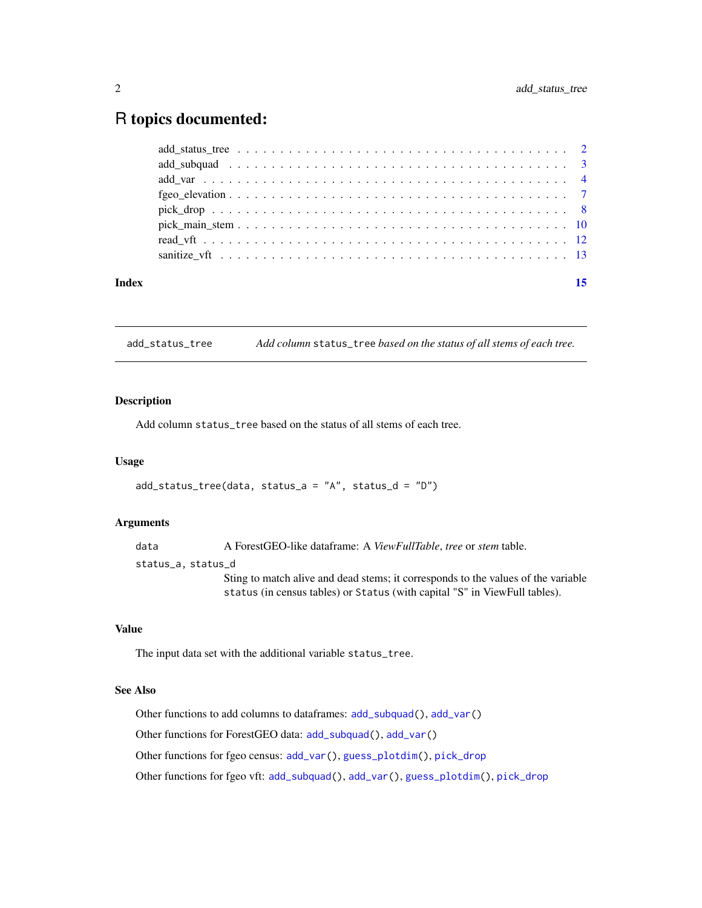# R topics documented:

- add_status_tree . . . . . . . . . . . . . . . . . . . . . . . . . . . . . . . . . . . . . . 2
- add_subquad . . . . . . . . . . . . . . . . . . . . . . . . . . . . . . . . . . . . . . . 3
- add_var . . . . . . . . . . . . . . . . . . . . . . . . . . . . . . . . . . . . . . . . . 4
- fgeo_elevation . . . . . . . . . . . . . . . . . . . . . . . . . . . . . . . . . . . . . . 7
- pick_drop . . . . . . . . . . . . . . . . . . . . . . . . . . . . . . . . . . . . . . . . 8
- pick_main_stem . . . . . . . . . . . . . . . . . . . . . . . . . . . . . . . . . . . . . 10
- read_vft . . . . . . . . . . . . . . . . . . . . . . . . . . . . . . . . . . . . . . . . 12
- sanitize_vft . . . . . . . . . . . . . . . . . . . . . . . . . . . . . . . . . . . . . . 13

**Index** **15**

---

`add_status_tree` *Add column `status_tree` based on the status of all stems of each tree.*

---

## Description

Add column `status_tree` based on the status of all stems of each tree.

## Usage

```
add_status_tree(data, status_a = "A", status_d = "D")
```

## Arguments

| | |
|---|---|
| `data` | A ForestGEO-like dataframe: A *ViewFullTable*, *tree* or *stem* table. |
| `status_a, status_d` | Sting to match alive and dead stems; it corresponds to the values of the variable `status` (in census tables) or `Status` (with capital "S" in ViewFull tables). |

## Value

The input data set with the additional variable `status_tree`.

## See Also

Other functions to add columns to dataframes: `add_subquad()`, `add_var()`

Other functions for ForestGEO data: `add_subquad()`, `add_var()`

Other functions for fgeo census: `add_var()`, `guess_plotdim()`, `pick_drop`

Other functions for fgeo vft: `add_subquad()`, `add_var()`, `guess_plotdim()`, `pick_drop`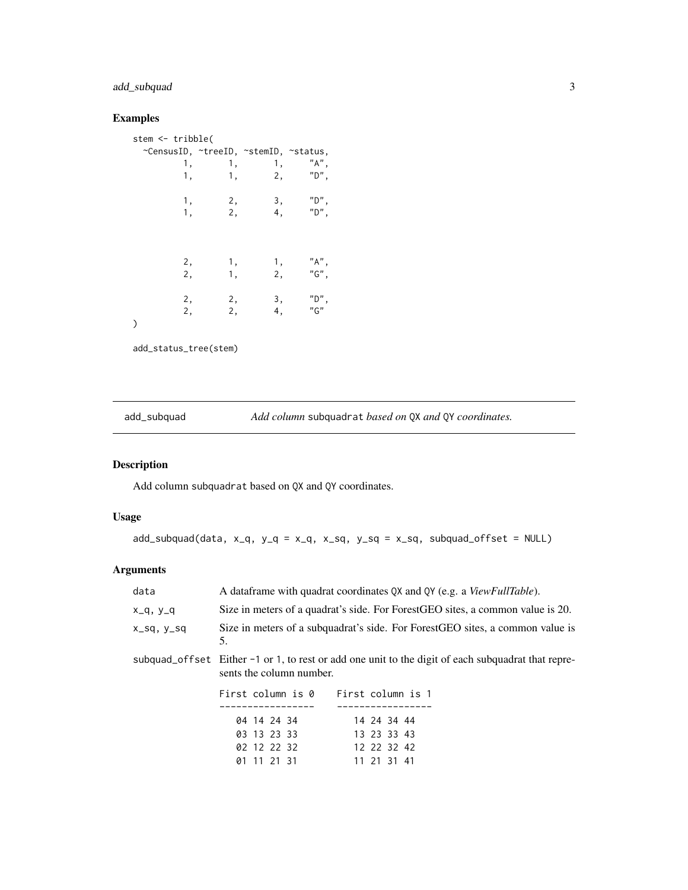## Examples

```
stem <- tribble(
  ~CensusID, ~treeID, ~stemID, ~status,
          1,       1,       1,     "A",
          1,       1,       2,     "D",

          1,       2,       3,     "D",
          1,       2,       4,     "D",



          2,       1,       1,     "A",
          2,       1,       2,     "G",

          2,       2,       3,     "D",
          2,       2,       4,     "G"
)

add_status_tree(stem)
```

---

## add_subquad — *Add column* `subquadrat` *based on* `QX` *and* `QY` *coordinates.*

### Description

Add column `subquadrat` based on `QX` and `QY` coordinates.

### Usage

```
add_subquad(data, x_q, y_q = x_q, x_sq, y_sq = x_sq, subquad_offset = NULL)
```

### Arguments

`data` — A dataframe with quadrat coordinates `QX` and `QY` (e.g. a *ViewFullTable*).

`x_q, y_q` — Size in meters of a quadrat's side. For ForestGEO sites, a common value is 20.

`x_sq, y_sq` — Size in meters of a subquadrat's side. For ForestGEO sites, a common value is 5.

`subquad_offset` — Either `-1` or `1`, to rest or add one unit to the digit of each subquadrat that represents the column number.

```
First column is 0    First column is 1
-----------------    -----------------
   04 14 24 34          14 24 34 44
   03 13 23 33          13 23 33 43
   02 12 22 32          12 22 32 42
   01 11 21 31          11 21 31 41
```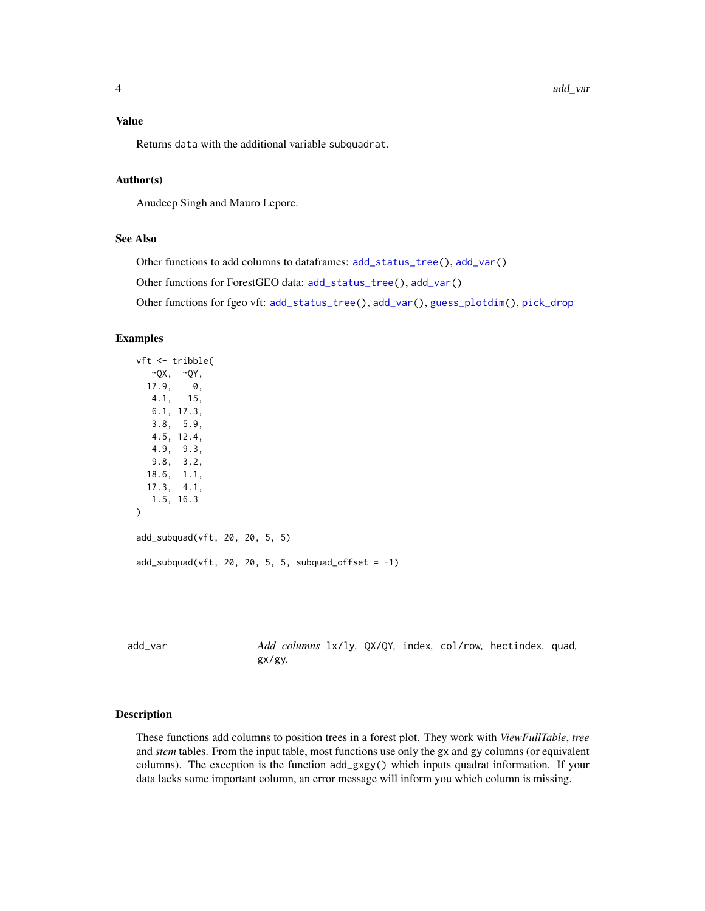## Value

Returns `data` with the additional variable `subquadrat`.

## Author(s)

Anudeep Singh and Mauro Lepore.

## See Also

Other functions to add columns to dataframes: `add_status_tree()`, `add_var()`

Other functions for ForestGEO data: `add_status_tree()`, `add_var()`

Other functions for fgeo vft: `add_status_tree()`, `add_var()`, `guess_plotdim()`, `pick_drop`

## Examples

```
vft <- tribble(
   ~QX,  ~QY,
  17.9,    0,
   4.1,   15,
   6.1, 17.3,
   3.8,  5.9,
   4.5, 12.4,
   4.9,  9.3,
   9.8,  3.2,
  18.6,  1.1,
  17.3,  4.1,
   1.5, 16.3
)

add_subquad(vft, 20, 20, 5, 5)

add_subquad(vft, 20, 20, 5, 5, subquad_offset = -1)
```

---

# add_var — *Add columns* `lx/ly`, `QX/QY`, `index`, `col/row`, `hectindex`, `quad`, `gx/gy`.

## Description

These functions add columns to position trees in a forest plot. They work with *ViewFullTable*, *tree* and *stem* tables. From the input table, most functions use only the gx and gy columns (or equivalent columns). The exception is the function `add_gxgy()` which inputs quadrat information. If your data lacks some important column, an error message will inform you which column is missing.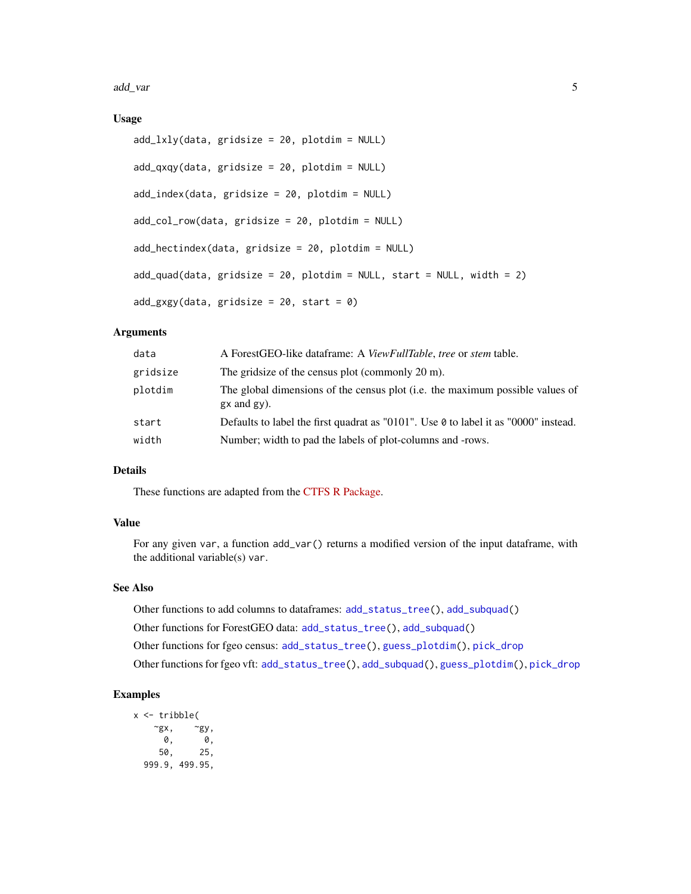## Usage

```
add_lxly(data, gridsize = 20, plotdim = NULL)

add_qxqy(data, gridsize = 20, plotdim = NULL)

add_index(data, gridsize = 20, plotdim = NULL)

add_col_row(data, gridsize = 20, plotdim = NULL)

add_hectindex(data, gridsize = 20, plotdim = NULL)

add_quad(data, gridsize = 20, plotdim = NULL, start = NULL, width = 2)

add_gxgy(data, gridsize = 20, start = 0)
```

## Arguments

| | |
|---|---|
| `data` | A ForestGEO-like dataframe: A *ViewFullTable*, *tree* or *stem* table. |
| `gridsize` | The gridsize of the census plot (commonly 20 m). |
| `plotdim` | The global dimensions of the census plot (i.e. the maximum possible values of `gx` and `gy`). |
| `start` | Defaults to label the first quadrat as "0101". Use `0` to label it as "0000" instead. |
| `width` | Number; width to pad the labels of plot-columns and -rows. |

## Details

These functions are adapted from the CTFS R Package.

## Value

For any given `var`, a function `add_var()` returns a modified version of the input dataframe, with the additional variable(s) `var`.

## See Also

Other functions to add columns to dataframes: `add_status_tree()`, `add_subquad()`

Other functions for ForestGEO data: `add_status_tree()`, `add_subquad()`

Other functions for fgeo census: `add_status_tree()`, `guess_plotdim()`, `pick_drop`

Other functions for fgeo vft: `add_status_tree()`, `add_subquad()`, `guess_plotdim()`, `pick_drop`

## Examples

```
x <- tribble(
    ~gx,    ~gy,
      0,      0,
     50,     25,
  999.9, 499.95,
```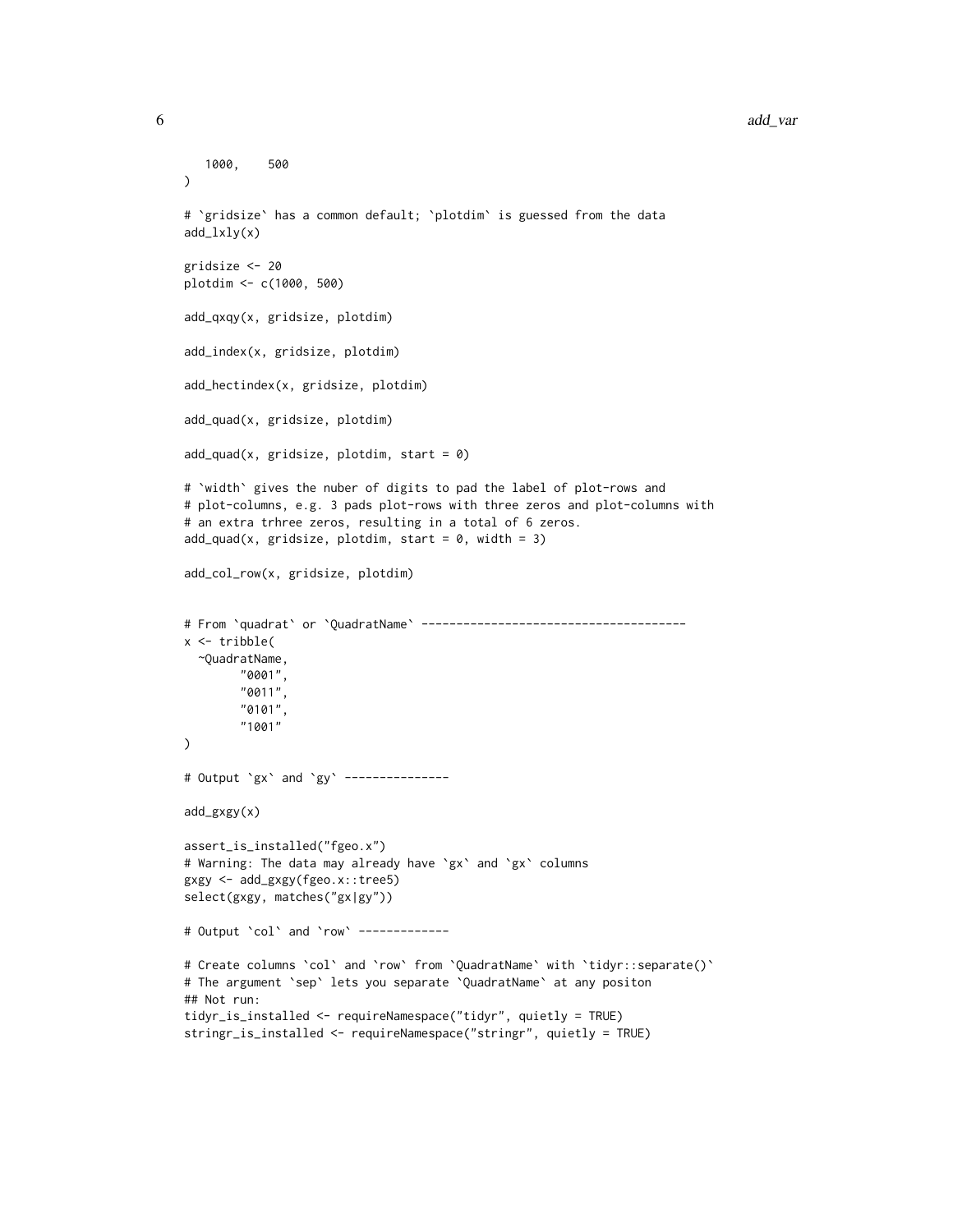```
  1000,    500
)

# `gridsize` has a common default; `plotdim` is guessed from the data
add_lxly(x)

gridsize <- 20
plotdim <- c(1000, 500)

add_qxqy(x, gridsize, plotdim)

add_index(x, gridsize, plotdim)

add_hectindex(x, gridsize, plotdim)

add_quad(x, gridsize, plotdim)

add_quad(x, gridsize, plotdim, start = 0)

# `width` gives the nuber of digits to pad the label of plot-rows and
# plot-columns, e.g. 3 pads plot-rows with three zeros and plot-columns with
# an extra trhree zeros, resulting in a total of 6 zeros.
add_quad(x, gridsize, plotdim, start = 0, width = 3)

add_col_row(x, gridsize, plotdim)


# From `quadrat` or `QuadratName` --------------------------------------
x <- tribble(
  ~QuadratName,
        "0001",
        "0011",
        "0101",
        "1001"
)

# Output `gx` and `gy` ---------------

add_gxgy(x)

assert_is_installed("fgeo.x")
# Warning: The data may already have `gx` and `gx` columns
gxgy <- add_gxgy(fgeo.x::tree5)
select(gxgy, matches("gx|gy"))

# Output `col` and `row` -------------

# Create columns `col` and `row` from `QuadratName` with `tidyr::separate()`
# The argument `sep` lets you separate `QuadratName` at any positon
## Not run:
tidyr_is_installed <- requireNamespace("tidyr", quietly = TRUE)
stringr_is_installed <- requireNamespace("stringr", quietly = TRUE)
```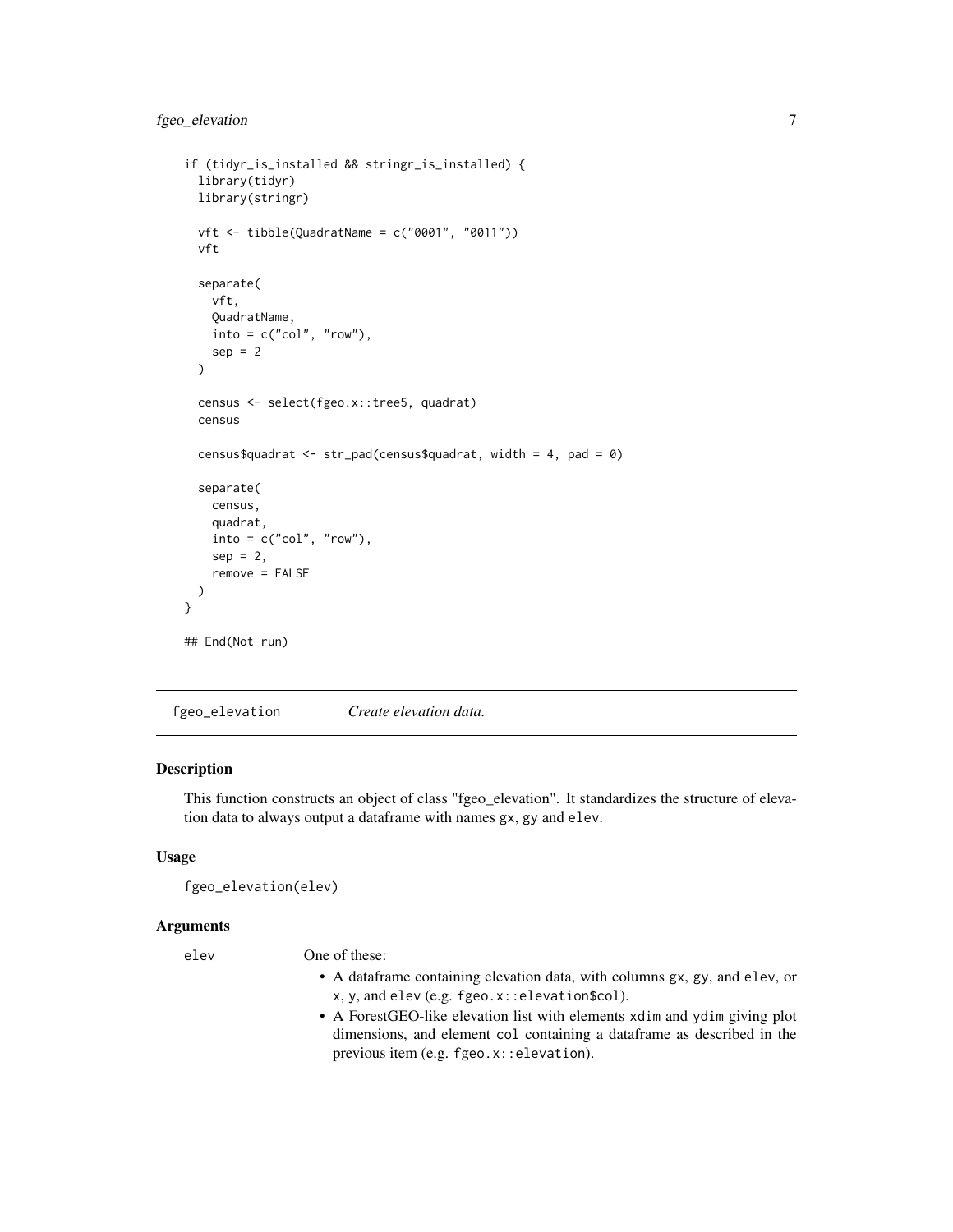```
if (tidyr_is_installed && stringr_is_installed) {
  library(tidyr)
  library(stringr)

  vft <- tibble(QuadratName = c("0001", "0011"))
  vft

  separate(
    vft,
    QuadratName,
    into = c("col", "row"),
    sep = 2
  )

  census <- select(fgeo.x::tree5, quadrat)
  census

  census$quadrat <- str_pad(census$quadrat, width = 4, pad = 0)

  separate(
    census,
    quadrat,
    into = c("col", "row"),
    sep = 2,
    remove = FALSE
  )
}

## End(Not run)
```

---

## fgeo_elevation *Create elevation data.*

---

### Description

This function constructs an object of class "fgeo_elevation". It standardizes the structure of elevation data to always output a dataframe with names `gx`, `gy` and `elev`.

### Usage

```
fgeo_elevation(elev)
```

### Arguments

`elev` One of these:

- A dataframe containing elevation data, with columns `gx`, `gy`, and `elev`, or `x`, `y`, and `elev` (e.g. `fgeo.x::elevation$col`).
- A ForestGEO-like elevation list with elements `xdim` and `ydim` giving plot dimensions, and element `col` containing a dataframe as described in the previous item (e.g. `fgeo.x::elevation`).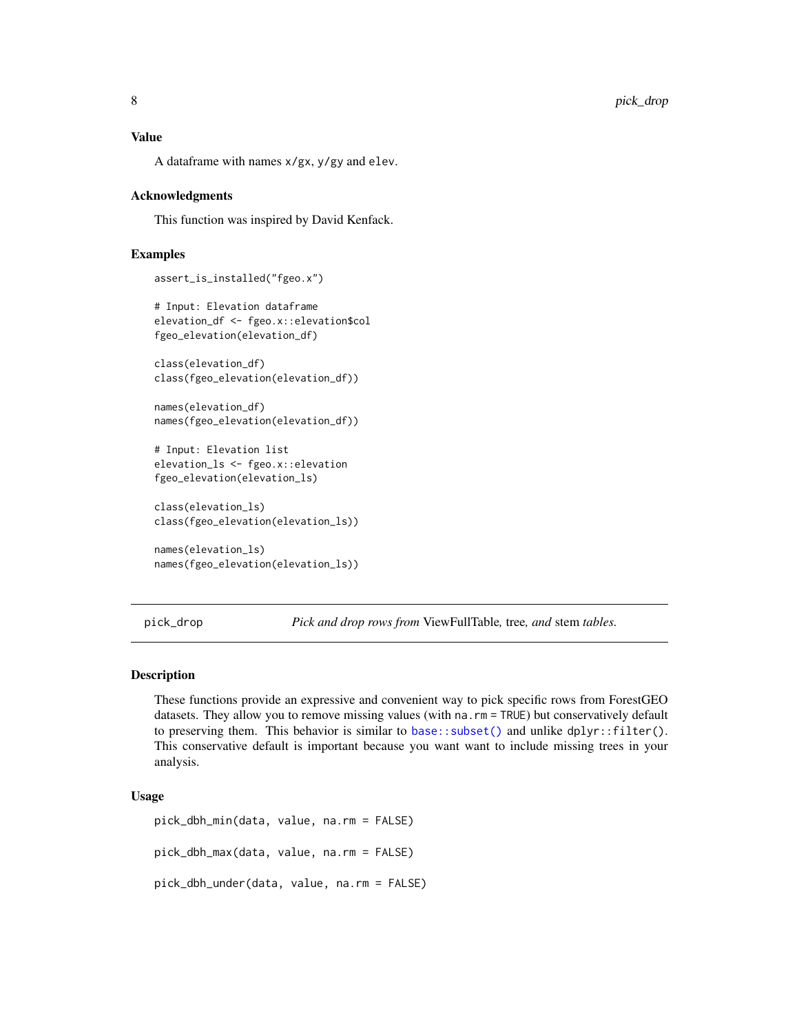### Value

A dataframe with names `x/gx`, `y/gy` and `elev`.

### Acknowledgments

This function was inspired by David Kenfack.

### Examples

```
assert_is_installed("fgeo.x")

# Input: Elevation dataframe
elevation_df <- fgeo.x::elevation$col
fgeo_elevation(elevation_df)

class(elevation_df)
class(fgeo_elevation(elevation_df))

names(elevation_df)
names(fgeo_elevation(elevation_df))

# Input: Elevation list
elevation_ls <- fgeo.x::elevation
fgeo_elevation(elevation_ls)

class(elevation_ls)
class(fgeo_elevation(elevation_ls))

names(elevation_ls)
names(fgeo_elevation(elevation_ls))
```

---

## pick_drop — *Pick and drop rows from* ViewFullTable*,* tree*, and* stem *tables.*

---

### Description

These functions provide an expressive and convenient way to pick specific rows from ForestGEO datasets. They allow you to remove missing values (with `na.rm = TRUE`) but conservatively default to preserving them. This behavior is similar to `base::subset()` and unlike `dplyr::filter()`. This conservative default is important because you want want to include missing trees in your analysis.

### Usage

```
pick_dbh_min(data, value, na.rm = FALSE)

pick_dbh_max(data, value, na.rm = FALSE)

pick_dbh_under(data, value, na.rm = FALSE)
```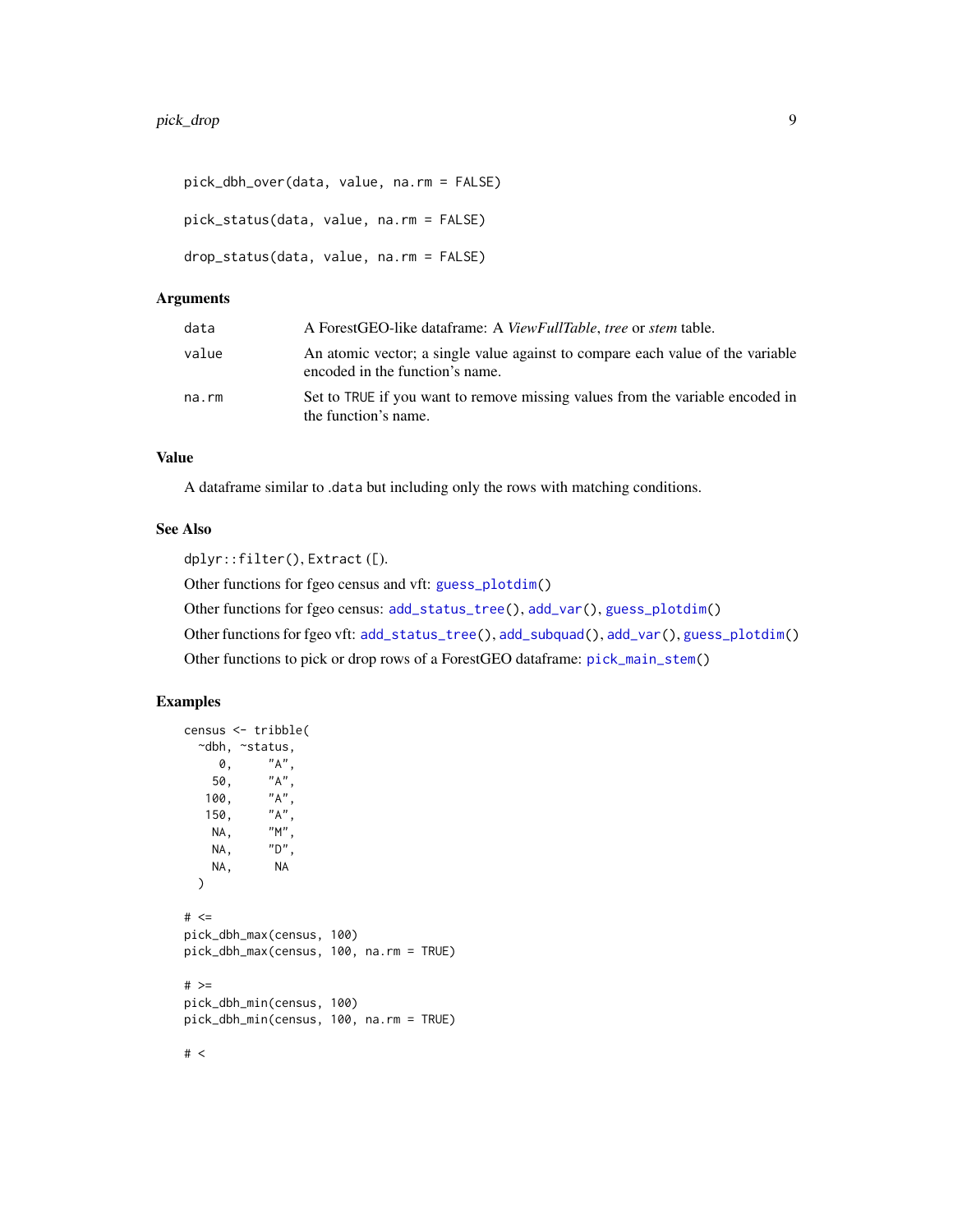```
pick_dbh_over(data, value, na.rm = FALSE)

pick_status(data, value, na.rm = FALSE)

drop_status(data, value, na.rm = FALSE)
```

## Arguments

| | |
|---|---|
| `data` | A ForestGEO-like dataframe: A *ViewFullTable*, *tree* or *stem* table. |
| `value` | An atomic vector; a single value against to compare each value of the variable encoded in the function's name. |
| `na.rm` | Set to `TRUE` if you want to remove missing values from the variable encoded in the function's name. |

## Value

A dataframe similar to `.data` but including only the rows with matching conditions.

## See Also

`dplyr::filter()`, `Extract ([)`.

Other functions for fgeo census and vft: `guess_plotdim()`

Other functions for fgeo census: `add_status_tree()`, `add_var()`, `guess_plotdim()`

Other functions for fgeo vft: `add_status_tree()`, `add_subquad()`, `add_var()`, `guess_plotdim()`

Other functions to pick or drop rows of a ForestGEO dataframe: `pick_main_stem()`

## Examples

```
census <- tribble(
  ~dbh, ~status,
     0,     "A",
    50,     "A",
   100,     "A",
   150,     "A",
    NA,     "M",
    NA,     "D",
    NA,      NA
  )

# <=
pick_dbh_max(census, 100)
pick_dbh_max(census, 100, na.rm = TRUE)

# >=
pick_dbh_min(census, 100)
pick_dbh_min(census, 100, na.rm = TRUE)

# <
```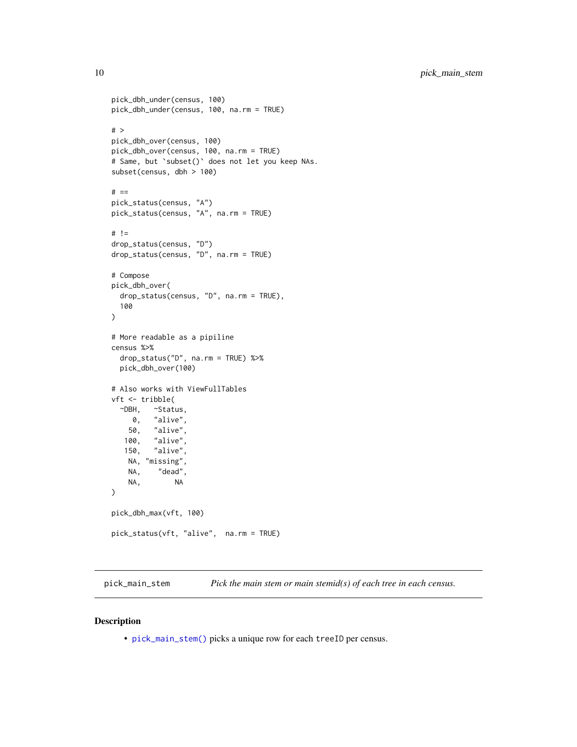```
pick_dbh_under(census, 100)
pick_dbh_under(census, 100, na.rm = TRUE)

# >
pick_dbh_over(census, 100)
pick_dbh_over(census, 100, na.rm = TRUE)
# Same, but `subset()` does not let you keep NAs.
subset(census, dbh > 100)

# ==
pick_status(census, "A")
pick_status(census, "A", na.rm = TRUE)

# !=
drop_status(census, "D")
drop_status(census, "D", na.rm = TRUE)

# Compose
pick_dbh_over(
  drop_status(census, "D", na.rm = TRUE),
  100
)

# More readable as a pipiline
census %>%
  drop_status("D", na.rm = TRUE) %>%
  pick_dbh_over(100)

# Also works with ViewFullTables
vft <- tribble(
  ~DBH,   ~Status,
     0,   "alive",
    50,   "alive",
   100,   "alive",
   150,   "alive",
    NA, "missing",
    NA,    "dead",
    NA,        NA
)

pick_dbh_max(vft, 100)

pick_status(vft, "alive",  na.rm = TRUE)
```

## pick_main_stem — *Pick the main stem or main stemid(s) of each tree in each census.*

### Description

- `pick_main_stem()` picks a unique row for each `treeID` per census.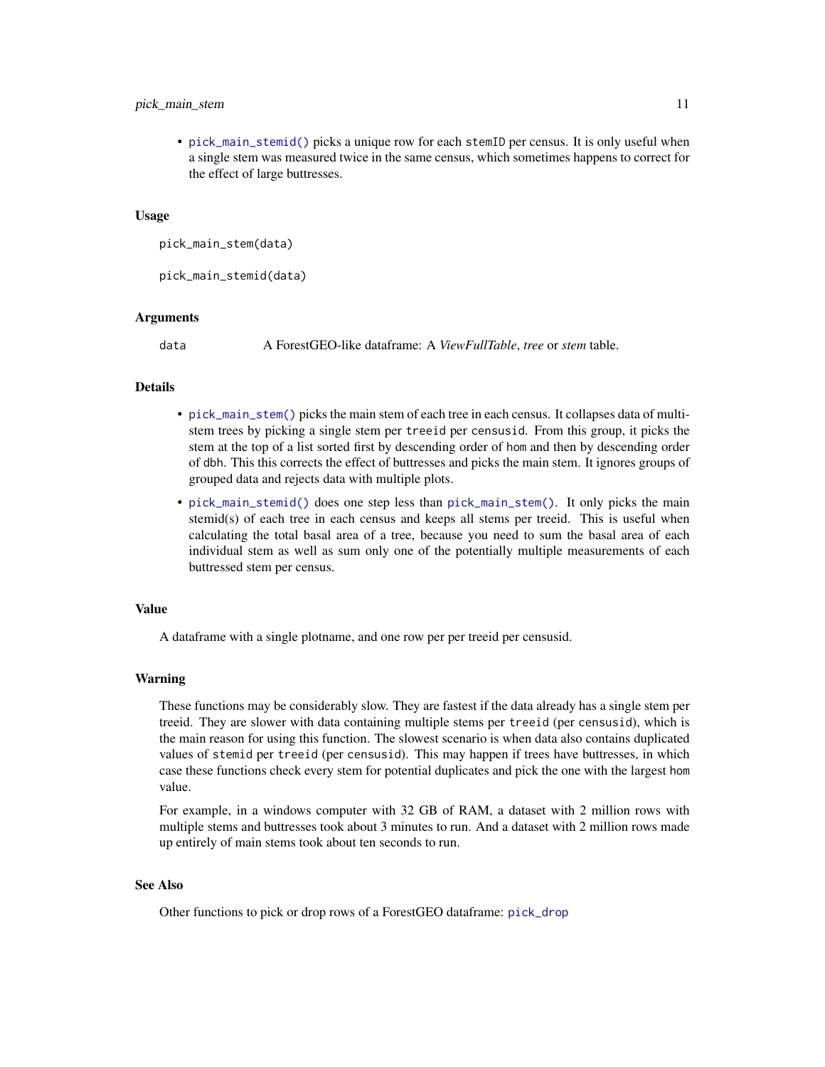- `pick_main_stemid()` picks a unique row for each `stemID` per census. It is only useful when a single stem was measured twice in the same census, which sometimes happens to correct for the effect of large buttresses.

### Usage

```
pick_main_stem(data)

pick_main_stemid(data)
```

### Arguments

| | |
|---|---|
| `data` | A ForestGEO-like dataframe: A *ViewFullTable*, *tree* or *stem* table. |

### Details

- `pick_main_stem()` picks the main stem of each tree in each census. It collapses data of multi-stem trees by picking a single stem per `treeid` per `censusid`. From this group, it picks the stem at the top of a list sorted first by descending order of `hom` and then by descending order of `dbh`. This this corrects the effect of buttresses and picks the main stem. It ignores groups of grouped data and rejects data with multiple plots.
- `pick_main_stemid()` does one step less than `pick_main_stem()`. It only picks the main stemid(s) of each tree in each census and keeps all stems per treeid. This is useful when calculating the total basal area of a tree, because you need to sum the basal area of each individual stem as well as sum only one of the potentially multiple measurements of each buttressed stem per census.

### Value

A dataframe with a single plotname, and one row per per treeid per censusid.

### Warning

These functions may be considerably slow. They are fastest if the data already has a single stem per treeid. They are slower with data containing multiple stems per `treeid` (per `censusid`), which is the main reason for using this function. The slowest scenario is when data also contains duplicated values of `stemid` per `treeid` (per `censusid`). This may happen if trees have buttresses, in which case these functions check every stem for potential duplicates and pick the one with the largest `hom` value.

For example, in a windows computer with 32 GB of RAM, a dataset with 2 million rows with multiple stems and buttresses took about 3 minutes to run. And a dataset with 2 million rows made up entirely of main stems took about ten seconds to run.

### See Also

Other functions to pick or drop rows of a ForestGEO dataframe: `pick_drop`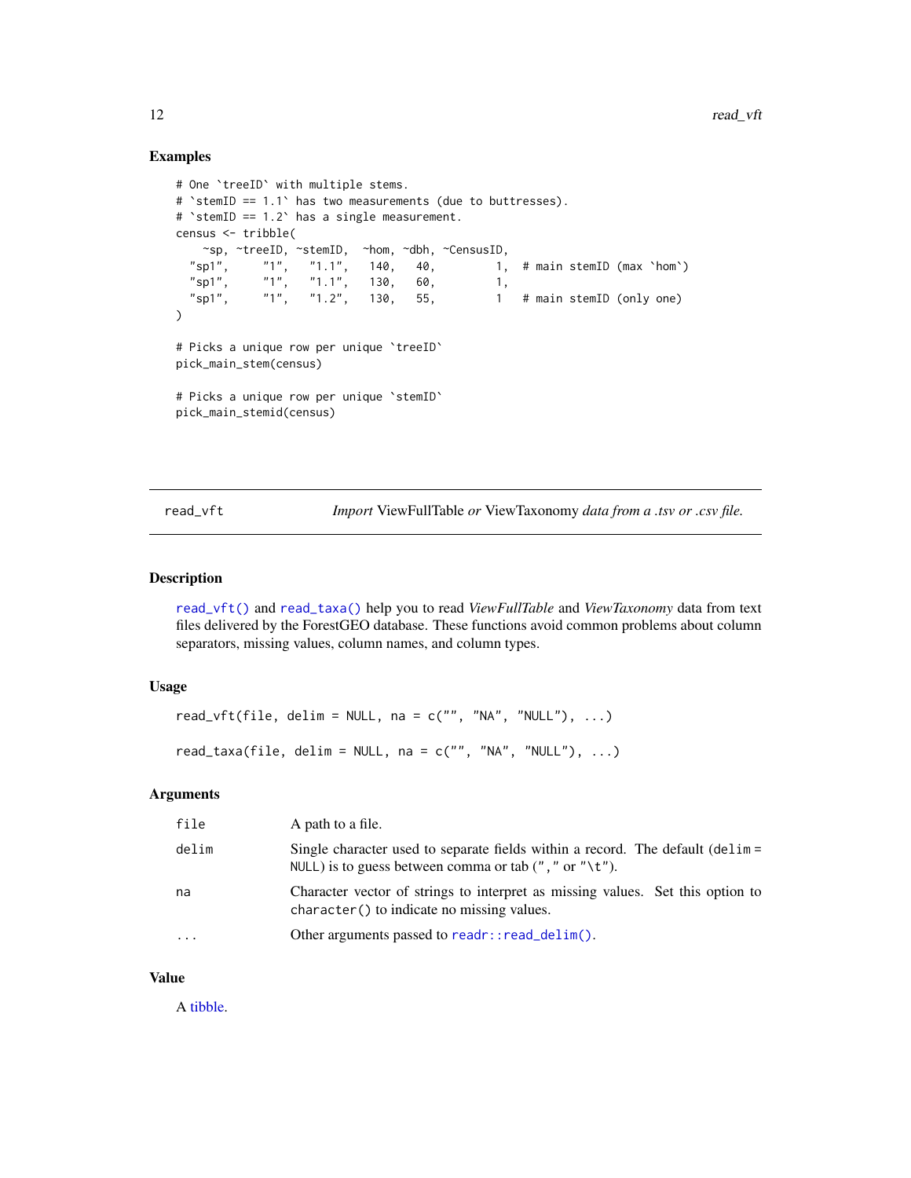## Examples

```
# One `treeID` with multiple stems.
# `stemID == 1.1` has two measurements (due to buttresses).
# `stemID == 1.2` has a single measurement.
census <- tribble(
    ~sp, ~treeID, ~stemID,  ~hom, ~dbh, ~CensusID,
  "sp1",     "1",   "1.1",   140,   40,         1,  # main stemID (max `hom`)
  "sp1",     "1",   "1.1",   130,   60,         1,
  "sp1",     "1",   "1.2",   130,   55,         1   # main stemID (only one)
)

# Picks a unique row per unique `treeID`
pick_main_stem(census)

# Picks a unique row per unique `stemID`
pick_main_stemid(census)
```

---

# read_vft — *Import* ViewFullTable *or* ViewTaxonomy *data from a .tsv or .csv file.*

---

## Description

`read_vft()` and `read_taxa()` help you to read *ViewFullTable* and *ViewTaxonomy* data from text files delivered by the ForestGEO database. These functions avoid common problems about column separators, missing values, column names, and column types.

## Usage

```
read_vft(file, delim = NULL, na = c("", "NA", "NULL"), ...)

read_taxa(file, delim = NULL, na = c("", "NA", "NULL"), ...)
```

## Arguments

| | |
|---|---|
| `file` | A path to a file. |
| `delim` | Single character used to separate fields within a record. The default (`delim = NULL`) is to guess between comma or tab (`","` or `"\t"`). |
| `na` | Character vector of strings to interpret as missing values. Set this option to `character()` to indicate no missing values. |
| `...` | Other arguments passed to `readr::read_delim()`. |

## Value

A tibble.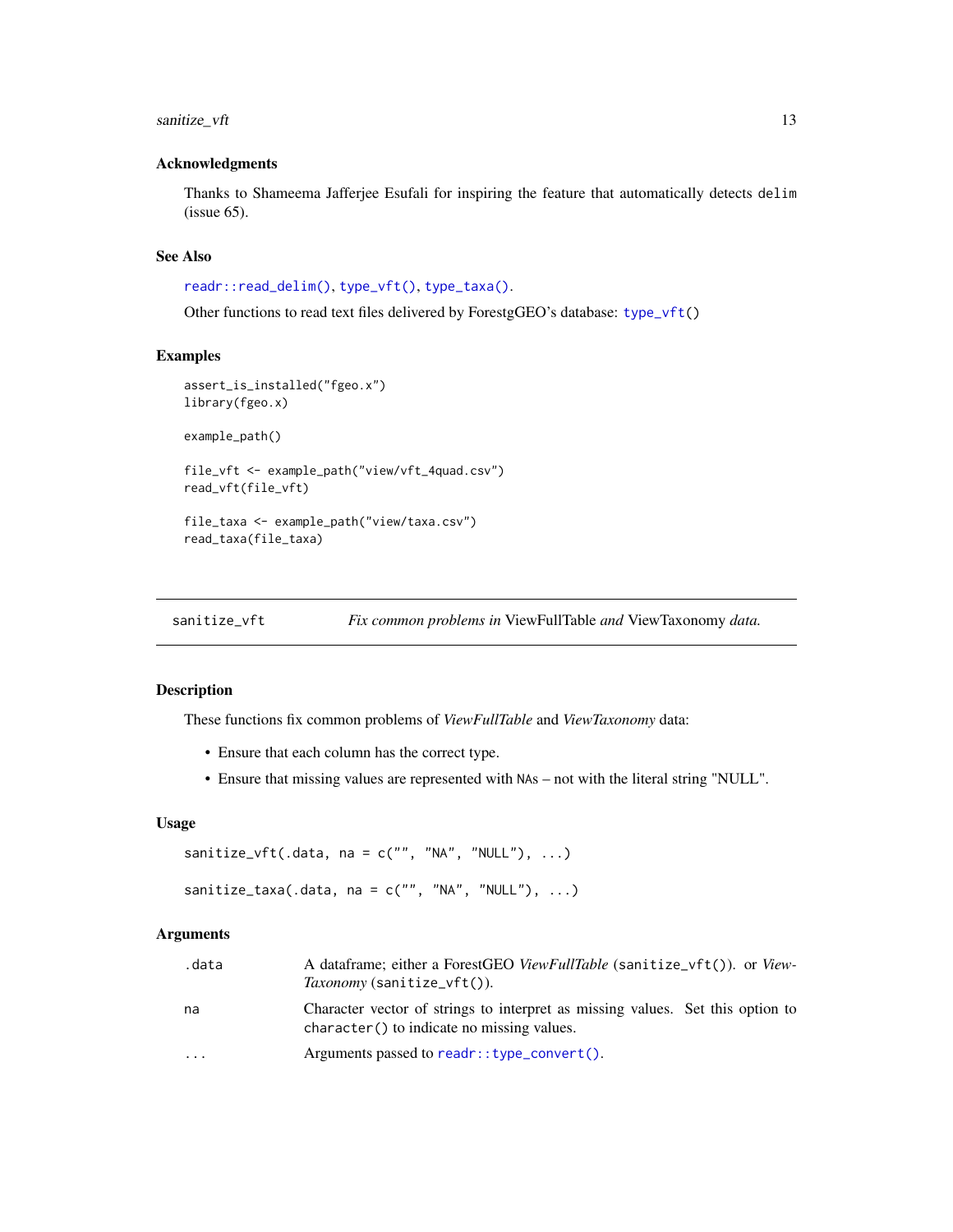### Acknowledgments

Thanks to Shameema Jafferjee Esufali for inspiring the feature that automatically detects `delim` (issue 65).

### See Also

`readr::read_delim()`, `type_vft()`, `type_taxa()`.

Other functions to read text files delivered by ForestgGEO's database: `type_vft()`

### Examples

```
assert_is_installed("fgeo.x")
library(fgeo.x)

example_path()

file_vft <- example_path("view/vft_4quad.csv")
read_vft(file_vft)

file_taxa <- example_path("view/taxa.csv")
read_taxa(file_taxa)
```

---

## sanitize_vft — *Fix common problems in* ViewFullTable *and* ViewTaxonomy *data.*

### Description

These functions fix common problems of *ViewFullTable* and *ViewTaxonomy* data:

- Ensure that each column has the correct type.
- Ensure that missing values are represented with `NA`s – not with the literal string "NULL".

### Usage

```
sanitize_vft(.data, na = c("", "NA", "NULL"), ...)

sanitize_taxa(.data, na = c("", "NA", "NULL"), ...)
```

### Arguments

| | |
|---|---|
| `.data` | A dataframe; either a ForestGEO *ViewFullTable* (`sanitize_vft()`). or *ViewTaxonomy* (`sanitize_vft()`). |
| `na` | Character vector of strings to interpret as missing values. Set this option to `character()` to indicate no missing values. |
| `...` | Arguments passed to `readr::type_convert()`. |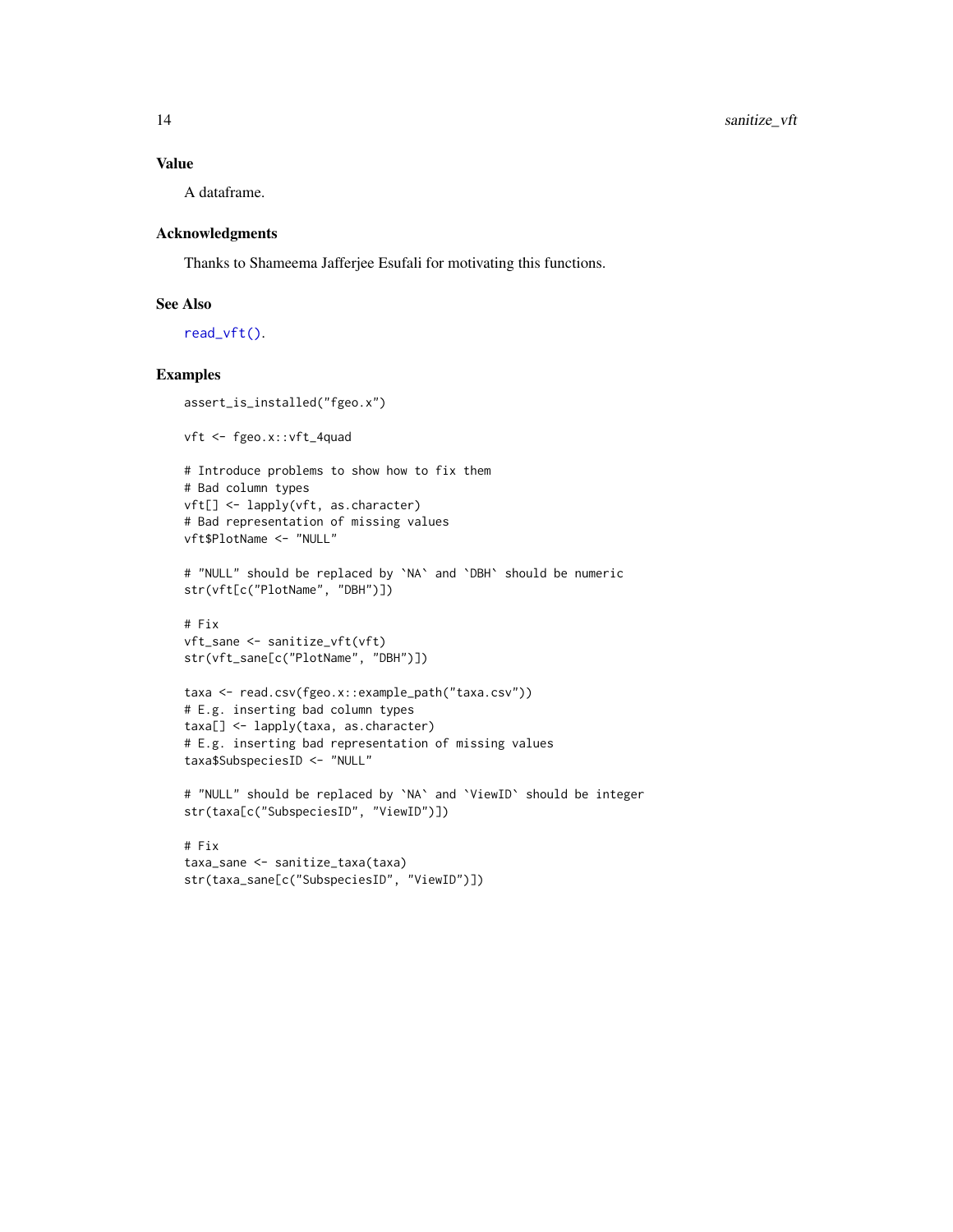### Value

A dataframe.

### Acknowledgments

Thanks to Shameema Jafferjee Esufali for motivating this functions.

### See Also

read_vft().

### Examples

```
assert_is_installed("fgeo.x")

vft <- fgeo.x::vft_4quad

# Introduce problems to show how to fix them
# Bad column types
vft[] <- lapply(vft, as.character)
# Bad representation of missing values
vft$PlotName <- "NULL"

# "NULL" should be replaced by `NA` and `DBH` should be numeric
str(vft[c("PlotName", "DBH")])

# Fix
vft_sane <- sanitize_vft(vft)
str(vft_sane[c("PlotName", "DBH")])

taxa <- read.csv(fgeo.x::example_path("taxa.csv"))
# E.g. inserting bad column types
taxa[] <- lapply(taxa, as.character)
# E.g. inserting bad representation of missing values
taxa$SubspeciesID <- "NULL"

# "NULL" should be replaced by `NA` and `ViewID` should be integer
str(taxa[c("SubspeciesID", "ViewID")])

# Fix
taxa_sane <- sanitize_taxa(taxa)
str(taxa_sane[c("SubspeciesID", "ViewID")])
```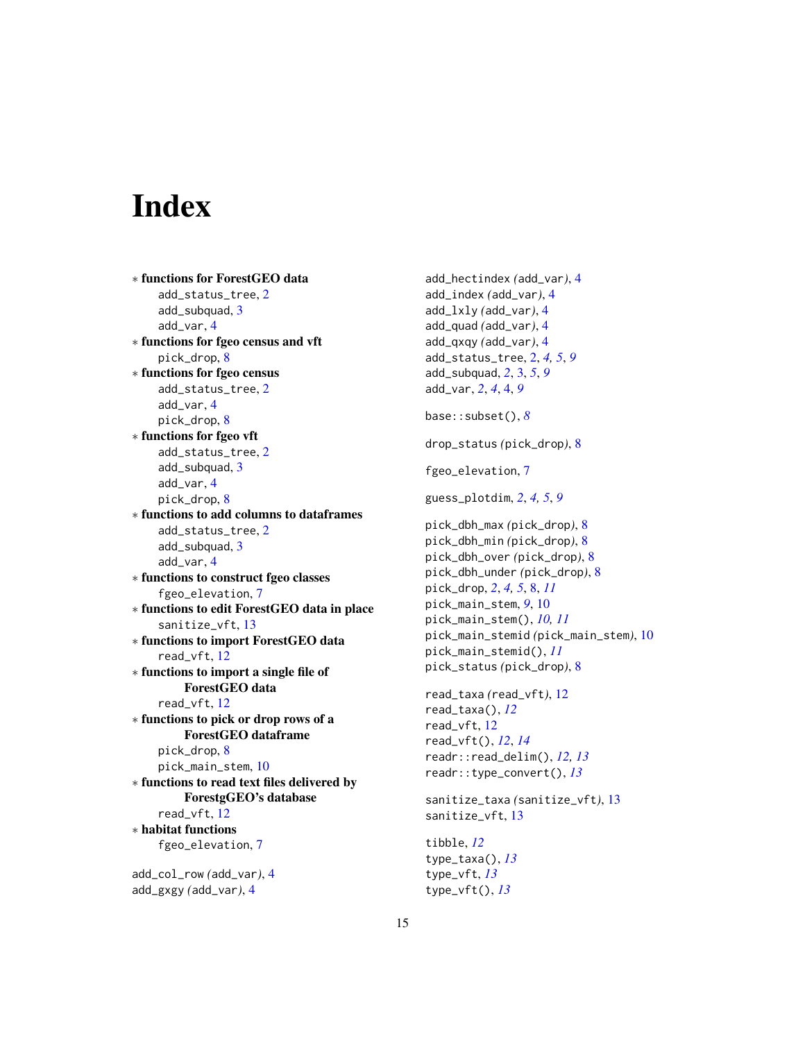# Index

∗ **functions for ForestGEO data**
  add_status_tree, 2
  add_subquad, 3
  add_var, 4

∗ **functions for fgeo census and vft**
  pick_drop, 8

∗ **functions for fgeo census**
  add_status_tree, 2
  add_var, 4
  pick_drop, 8

∗ **functions for fgeo vft**
  add_status_tree, 2
  add_subquad, 3
  add_var, 4
  pick_drop, 8

∗ **functions to add columns to dataframes**
  add_status_tree, 2
  add_subquad, 3
  add_var, 4

∗ **functions to construct fgeo classes**
  fgeo_elevation, 7

∗ **functions to edit ForestGEO data in place**
  sanitize_vft, 13

∗ **functions to import ForestGEO data**
  read_vft, 12

∗ **functions to import a single file of ForestGEO data**
  read_vft, 12

∗ **functions to pick or drop rows of a ForestGEO dataframe**
  pick_drop, 8
  pick_main_stem, 10

∗ **functions to read text files delivered by ForestgGEO's database**
  read_vft, 12

∗ **habitat functions**
  fgeo_elevation, 7

add_col_row *(add_var)*, 4
add_gxgy *(add_var)*, 4
add_hectindex *(add_var)*, 4
add_index *(add_var)*, 4
add_lxly *(add_var)*, 4
add_quad *(add_var)*, 4
add_qxqy *(add_var)*, 4
add_status_tree, 2, *4*, *5*, *9*
add_subquad, *2*, 3, *5*, *9*
add_var, *2*, *4*, 4, *9*

base::subset(), *8*

drop_status *(pick_drop)*, 8

fgeo_elevation, 7

guess_plotdim, *2*, *4*, *5*, *9*

pick_dbh_max *(pick_drop)*, 8
pick_dbh_min *(pick_drop)*, 8
pick_dbh_over *(pick_drop)*, 8
pick_dbh_under *(pick_drop)*, 8
pick_drop, *2*, *4*, *5*, 8, *11*
pick_main_stem, *9*, 10
pick_main_stem(), *10*, *11*
pick_main_stemid *(pick_main_stem)*, 10
pick_main_stemid(), *11*
pick_status *(pick_drop)*, 8

read_taxa *(read_vft)*, 12
read_taxa(), *12*
read_vft, 12
read_vft(), *12*, *14*
readr::read_delim(), *12*, *13*
readr::type_convert(), *13*

sanitize_taxa *(sanitize_vft)*, 13
sanitize_vft, 13

tibble, *12*
type_taxa(), *13*
type_vft, *13*
type_vft(), *13*